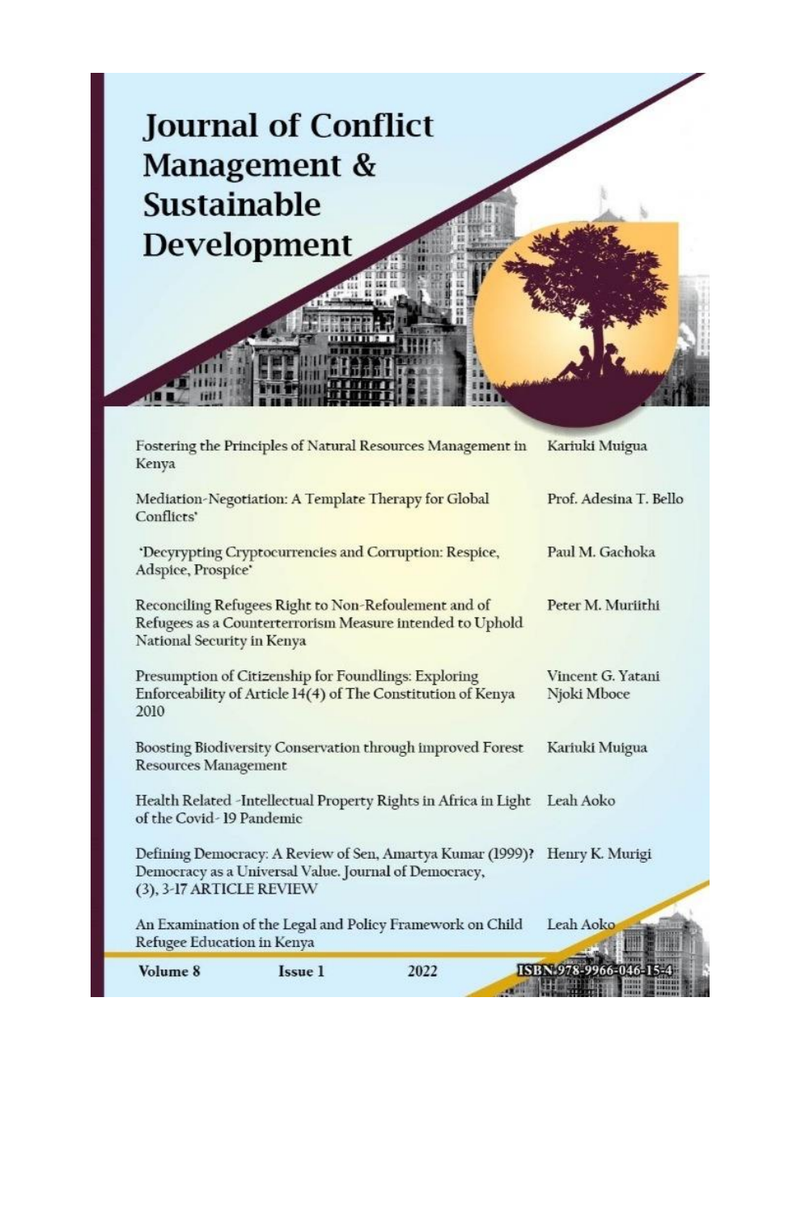# Journal of Conflict Management & Sustainable Development

| | |
|---|---|
| Fostering the Principles of Natural Resources Management in Kenya | Kariuki Muigua |
| Mediation-Negotiation: A Template Therapy for Global Conflicts' | Prof. Adesina T. Bello |
| 'Decyrypting Cryptocurrencies and Corruption: Respice, Adspice, Prospice' | Paul M. Gachoka |
| Reconciling Refugees Right to Non-Refoulement and of Refugees as a Counterterrorism Measure intended to Uphold National Security in Kenya | Peter M. Muriithi |
| Presumption of Citizenship for Foundlings: Exploring Enforceability of Article 14(4) of The Constitution of Kenya 2010 | Vincent G. Yatani<br>Njoki Mboce |
| Boosting Biodiversity Conservation through improved Forest Resources Management | Kariuki Muigua |
| Health Related -Intellectual Property Rights in Africa in Light of the Covid- 19 Pandemic | Leah Aoko |
| Defining Democracy: A Review of Sen, Amartya Kumar (1999)? Democracy as a Universal Value. Journal of Democracy, (3), 3-17 ARTICLE REVIEW | Henry K. Murigi |
| An Examination of the Legal and Policy Framework on Child Refugee Education in Kenya | Leah Aoko |

**Volume 8** **Issue 1** 2022 ISBN 978-9966-046-15-4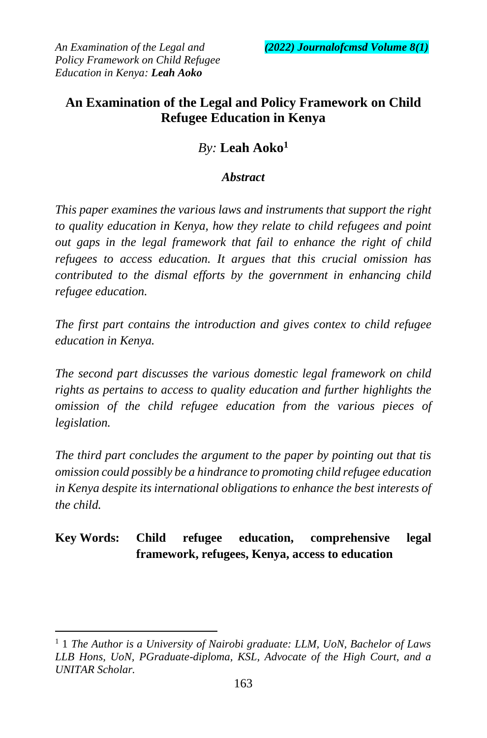# An Examination of the Legal and Policy Framework on Child Refugee Education in Kenya

*By:* **Leah Aoko**[1]

***Abstract***

*This paper examines the various laws and instruments that support the right to quality education in Kenya, how they relate to child refugees and point out gaps in the legal framework that fail to enhance the right of child refugees to access education. It argues that this crucial omission has contributed to the dismal efforts by the government in enhancing child refugee education.*

*The first part contains the introduction and gives contex to child refugee education in Kenya.*

*The second part discusses the various domestic legal framework on child rights as pertains to access to quality education and further highlights the omission of the child refugee education from the various pieces of legislation.*

*The third part concludes the argument to the paper by pointing out that tis omission could possibly be a hindrance to promoting child refugee education in Kenya despite its international obligations to enhance the best interests of the child.*

**Key Words: Child refugee education, comprehensive legal framework, refugees, Kenya, access to education**

---

[1] 1 *The Author is a University of Nairobi graduate: LLM, UoN, Bachelor of Laws LLB Hons, UoN, PGraduate-diploma, KSL, Advocate of the High Court, and a UNITAR Scholar.*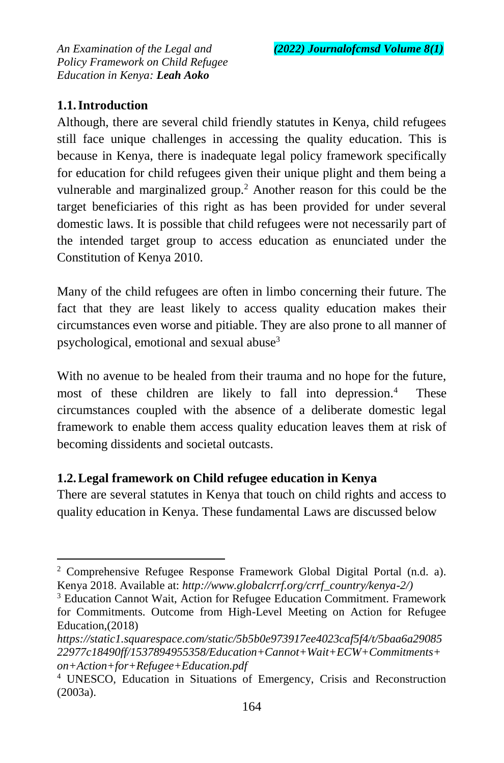## 1.1. Introduction

Although, there are several child friendly statutes in Kenya, child refugees still face unique challenges in accessing the quality education. This is because in Kenya, there is inadequate legal policy framework specifically for education for child refugees given their unique plight and them being a vulnerable and marginalized group.[2] Another reason for this could be the target beneficiaries of this right as has been provided for under several domestic laws. It is possible that child refugees were not necessarily part of the intended target group to access education as enunciated under the Constitution of Kenya 2010.

Many of the child refugees are often in limbo concerning their future. The fact that they are least likely to access quality education makes their circumstances even worse and pitiable. They are also prone to all manner of psychological, emotional and sexual abuse[3]

With no avenue to be healed from their trauma and no hope for the future, most of these children are likely to fall into depression.[4] These circumstances coupled with the absence of a deliberate domestic legal framework to enable them access quality education leaves them at risk of becoming dissidents and societal outcasts.

## 1.2. Legal framework on Child refugee education in Kenya

There are several statutes in Kenya that touch on child rights and access to quality education in Kenya. These fundamental Laws are discussed below

---

[2] Comprehensive Refugee Response Framework Global Digital Portal (n.d. a). Kenya 2018. Available at: *http://www.globalcrrf.org/crrf_country/kenya-2/)*

[3] Education Cannot Wait, Action for Refugee Education Commitment. Framework for Commitments. Outcome from High-Level Meeting on Action for Refugee Education,(2018) *https://static1.squarespace.com/static/5b5b0e973917ee4023caf5f4/t/5baa6a2908522977c18490ff/1537894955358/Education+Cannot+Wait+ECW+Commitments+on+Action+for+Refugee+Education.pdf*

[4] UNESCO, Education in Situations of Emergency, Crisis and Reconstruction (2003a).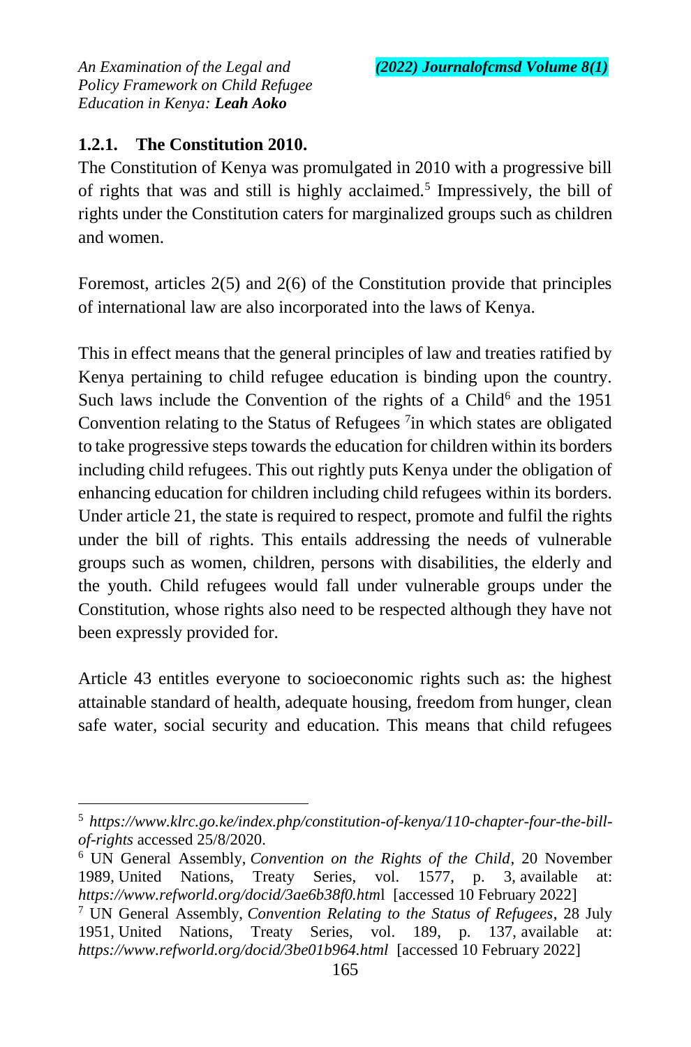### 1.2.1. The Constitution 2010.

The Constitution of Kenya was promulgated in 2010 with a progressive bill of rights that was and still is highly acclaimed.[5] Impressively, the bill of rights under the Constitution caters for marginalized groups such as children and women.

Foremost, articles 2(5) and 2(6) of the Constitution provide that principles of international law are also incorporated into the laws of Kenya.

This in effect means that the general principles of law and treaties ratified by Kenya pertaining to child refugee education is binding upon the country. Such laws include the Convention of the rights of a Child[6] and the 1951 Convention relating to the Status of Refugees [7]in which states are obligated to take progressive steps towards the education for children within its borders including child refugees. This out rightly puts Kenya under the obligation of enhancing education for children including child refugees within its borders. Under article 21, the state is required to respect, promote and fulfil the rights under the bill of rights. This entails addressing the needs of vulnerable groups such as women, children, persons with disabilities, the elderly and the youth. Child refugees would fall under vulnerable groups under the Constitution, whose rights also need to be respected although they have not been expressly provided for.

Article 43 entitles everyone to socioeconomic rights such as: the highest attainable standard of health, adequate housing, freedom from hunger, clean safe water, social security and education. This means that child refugees

---

[5] *https://www.klrc.go.ke/index.php/constitution-of-kenya/110-chapter-four-the-bill-of-rights* accessed 25/8/2020.

[6] UN General Assembly, *Convention on the Rights of the Child*, 20 November 1989, United Nations, Treaty Series, vol. 1577, p. 3, available at: *https://www.refworld.org/docid/3ae6b38f0.html* [accessed 10 February 2022]

[7] UN General Assembly, *Convention Relating to the Status of Refugees*, 28 July 1951, United Nations, Treaty Series, vol. 189, p. 137, available at: *https://www.refworld.org/docid/3be01b964.html* [accessed 10 February 2022]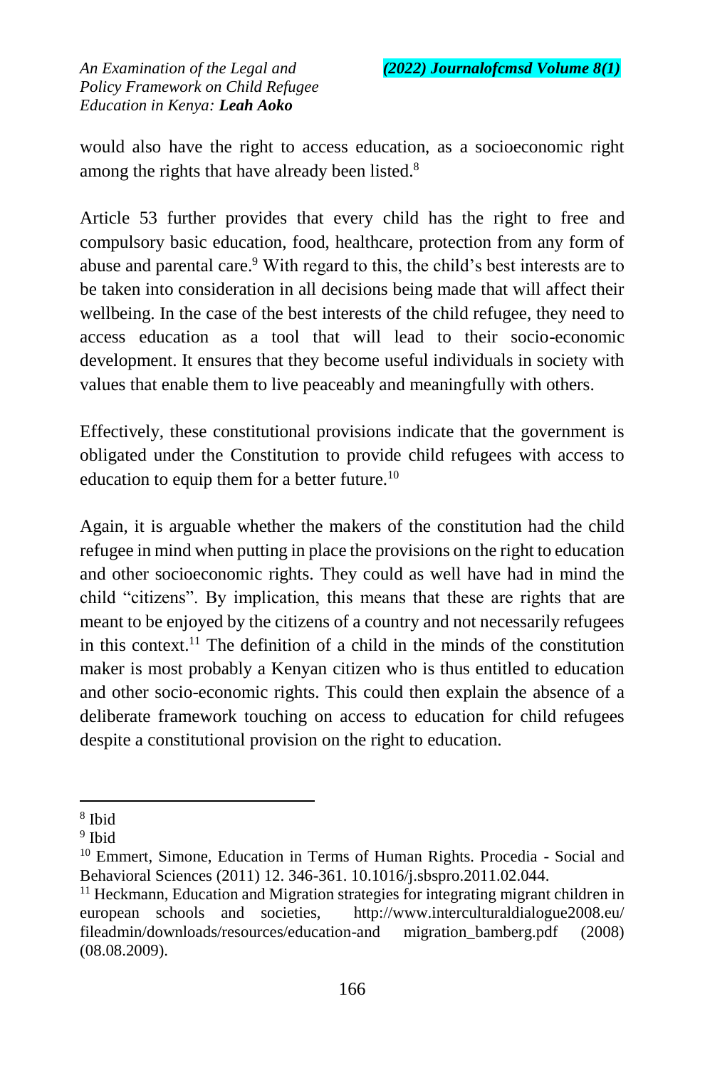would also have the right to access education, as a socioeconomic right among the rights that have already been listed.[8]

Article 53 further provides that every child has the right to free and compulsory basic education, food, healthcare, protection from any form of abuse and parental care.[9] With regard to this, the child's best interests are to be taken into consideration in all decisions being made that will affect their wellbeing. In the case of the best interests of the child refugee, they need to access education as a tool that will lead to their socio-economic development. It ensures that they become useful individuals in society with values that enable them to live peaceably and meaningfully with others.

Effectively, these constitutional provisions indicate that the government is obligated under the Constitution to provide child refugees with access to education to equip them for a better future.[10]

Again, it is arguable whether the makers of the constitution had the child refugee in mind when putting in place the provisions on the right to education and other socioeconomic rights. They could as well have had in mind the child "citizens". By implication, this means that these are rights that are meant to be enjoyed by the citizens of a country and not necessarily refugees in this context.[11] The definition of a child in the minds of the constitution maker is most probably a Kenyan citizen who is thus entitled to education and other socio-economic rights. This could then explain the absence of a deliberate framework touching on access to education for child refugees despite a constitutional provision on the right to education.

---

[8] Ibid

[9] Ibid

[10] Emmert, Simone, Education in Terms of Human Rights. Procedia - Social and Behavioral Sciences (2011) 12. 346-361. 10.1016/j.sbspro.2011.02.044.

[11] Heckmann, Education and Migration strategies for integrating migrant children in european schools and societies, http://www.interculturaldialogue2008.eu/fileadmin/downloads/resources/education-and migration_bamberg.pdf (2008) (08.08.2009).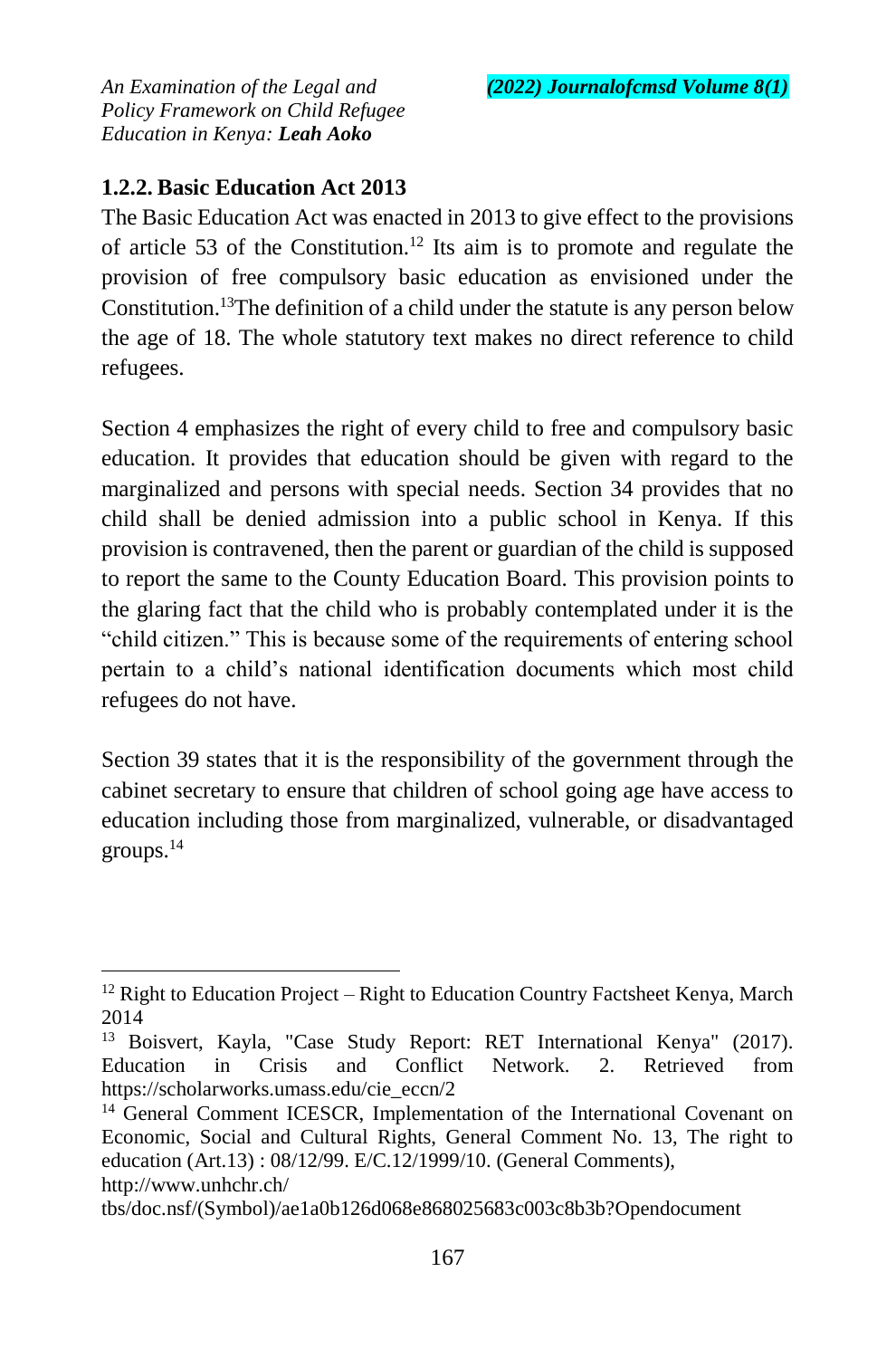### 1.2.2. Basic Education Act 2013

The Basic Education Act was enacted in 2013 to give effect to the provisions of article 53 of the Constitution.[12] Its aim is to promote and regulate the provision of free compulsory basic education as envisioned under the Constitution.[13]The definition of a child under the statute is any person below the age of 18. The whole statutory text makes no direct reference to child refugees.

Section 4 emphasizes the right of every child to free and compulsory basic education. It provides that education should be given with regard to the marginalized and persons with special needs. Section 34 provides that no child shall be denied admission into a public school in Kenya. If this provision is contravened, then the parent or guardian of the child is supposed to report the same to the County Education Board. This provision points to the glaring fact that the child who is probably contemplated under it is the "child citizen." This is because some of the requirements of entering school pertain to a child's national identification documents which most child refugees do not have.

Section 39 states that it is the responsibility of the government through the cabinet secretary to ensure that children of school going age have access to education including those from marginalized, vulnerable, or disadvantaged groups.[14]

---

[12] Right to Education Project – Right to Education Country Factsheet Kenya, March 2014

[13] Boisvert, Kayla, "Case Study Report: RET International Kenya" (2017). Education in Crisis and Conflict Network. 2. Retrieved from https://scholarworks.umass.edu/cie_eccn/2

[14] General Comment ICESCR, Implementation of the International Covenant on Economic, Social and Cultural Rights, General Comment No. 13, The right to education (Art.13) : 08/12/99. E/C.12/1999/10. (General Comments), http://www.unhchr.ch/tbs/doc.nsf/(Symbol)/ae1a0b126d068e868025683c003c8b3b?Opendocument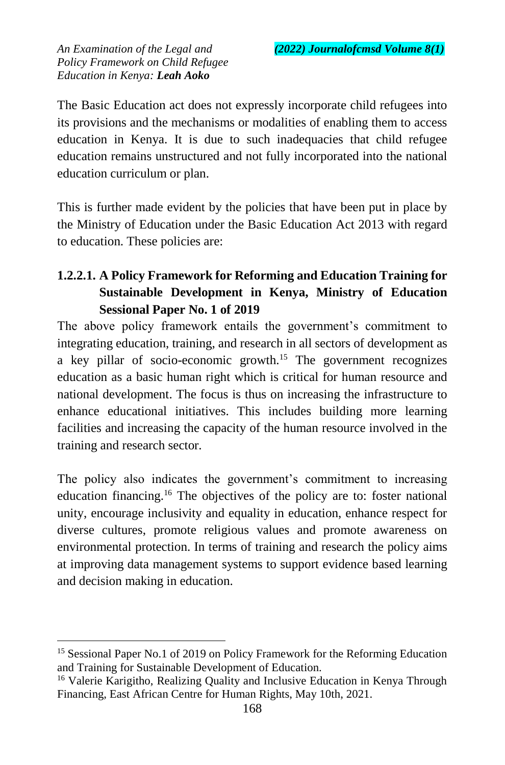The Basic Education act does not expressly incorporate child refugees into its provisions and the mechanisms or modalities of enabling them to access education in Kenya. It is due to such inadequacies that child refugee education remains unstructured and not fully incorporated into the national education curriculum or plan.

This is further made evident by the policies that have been put in place by the Ministry of Education under the Basic Education Act 2013 with regard to education. These policies are:

#### 1.2.2.1. A Policy Framework for Reforming and Education Training for Sustainable Development in Kenya, Ministry of Education Sessional Paper No. 1 of 2019

The above policy framework entails the government's commitment to integrating education, training, and research in all sectors of development as a key pillar of socio-economic growth.[15] The government recognizes education as a basic human right which is critical for human resource and national development. The focus is thus on increasing the infrastructure to enhance educational initiatives. This includes building more learning facilities and increasing the capacity of the human resource involved in the training and research sector.

The policy also indicates the government's commitment to increasing education financing.[16] The objectives of the policy are to: foster national unity, encourage inclusivity and equality in education, enhance respect for diverse cultures, promote religious values and promote awareness on environmental protection. In terms of training and research the policy aims at improving data management systems to support evidence based learning and decision making in education.

---

[15] Sessional Paper No.1 of 2019 on Policy Framework for the Reforming Education and Training for Sustainable Development of Education.

[16] Valerie Karigitho, Realizing Quality and Inclusive Education in Kenya Through Financing, East African Centre for Human Rights, May 10th, 2021.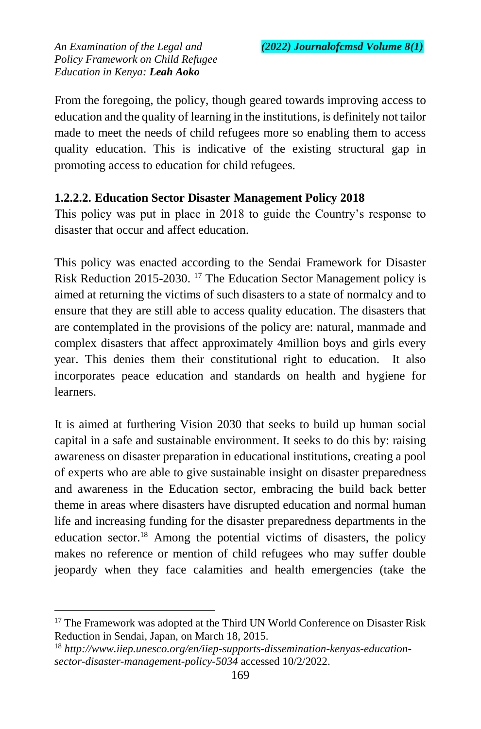From the foregoing, the policy, though geared towards improving access to education and the quality of learning in the institutions, is definitely not tailor made to meet the needs of child refugees more so enabling them to access quality education. This is indicative of the existing structural gap in promoting access to education for child refugees.

#### 1.2.2.2. Education Sector Disaster Management Policy 2018

This policy was put in place in 2018 to guide the Country's response to disaster that occur and affect education.

This policy was enacted according to the Sendai Framework for Disaster Risk Reduction 2015-2030. [17] The Education Sector Management policy is aimed at returning the victims of such disasters to a state of normalcy and to ensure that they are still able to access quality education. The disasters that are contemplated in the provisions of the policy are: natural, manmade and complex disasters that affect approximately 4million boys and girls every year. This denies them their constitutional right to education. It also incorporates peace education and standards on health and hygiene for learners.

It is aimed at furthering Vision 2030 that seeks to build up human social capital in a safe and sustainable environment. It seeks to do this by: raising awareness on disaster preparation in educational institutions, creating a pool of experts who are able to give sustainable insight on disaster preparedness and awareness in the Education sector, embracing the build back better theme in areas where disasters have disrupted education and normal human life and increasing funding for the disaster preparedness departments in the education sector.[18] Among the potential victims of disasters, the policy makes no reference or mention of child refugees who may suffer double jeopardy when they face calamities and health emergencies (take the

---

[17] The Framework was adopted at the Third UN World Conference on Disaster Risk Reduction in Sendai, Japan, on March 18, 2015.

[18] *http://www.iiep.unesco.org/en/iiep-supports-dissemination-kenyas-education-sector-disaster-management-policy-5034* accessed 10/2/2022.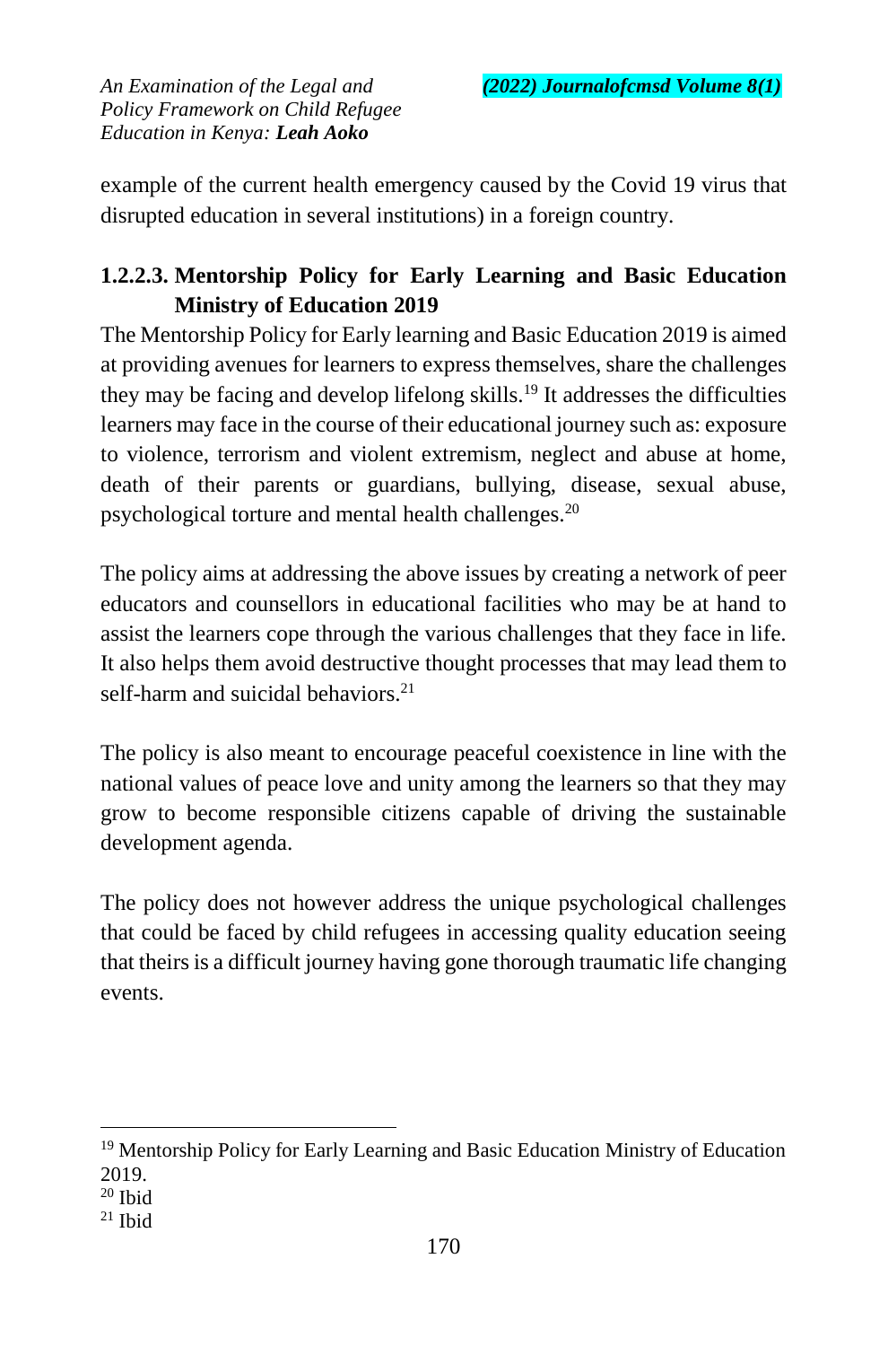example of the current health emergency caused by the Covid 19 virus that disrupted education in several institutions) in a foreign country.

#### 1.2.2.3. Mentorship Policy for Early Learning and Basic Education Ministry of Education 2019

The Mentorship Policy for Early learning and Basic Education 2019 is aimed at providing avenues for learners to express themselves, share the challenges they may be facing and develop lifelong skills.[19] It addresses the difficulties learners may face in the course of their educational journey such as: exposure to violence, terrorism and violent extremism, neglect and abuse at home, death of their parents or guardians, bullying, disease, sexual abuse, psychological torture and mental health challenges.[20]

The policy aims at addressing the above issues by creating a network of peer educators and counsellors in educational facilities who may be at hand to assist the learners cope through the various challenges that they face in life. It also helps them avoid destructive thought processes that may lead them to self-harm and suicidal behaviors.[21]

The policy is also meant to encourage peaceful coexistence in line with the national values of peace love and unity among the learners so that they may grow to become responsible citizens capable of driving the sustainable development agenda.

The policy does not however address the unique psychological challenges that could be faced by child refugees in accessing quality education seeing that theirs is a difficult journey having gone thorough traumatic life changing events.

---

[19] Mentorship Policy for Early Learning and Basic Education Ministry of Education 2019.

[20] Ibid

[21] Ibid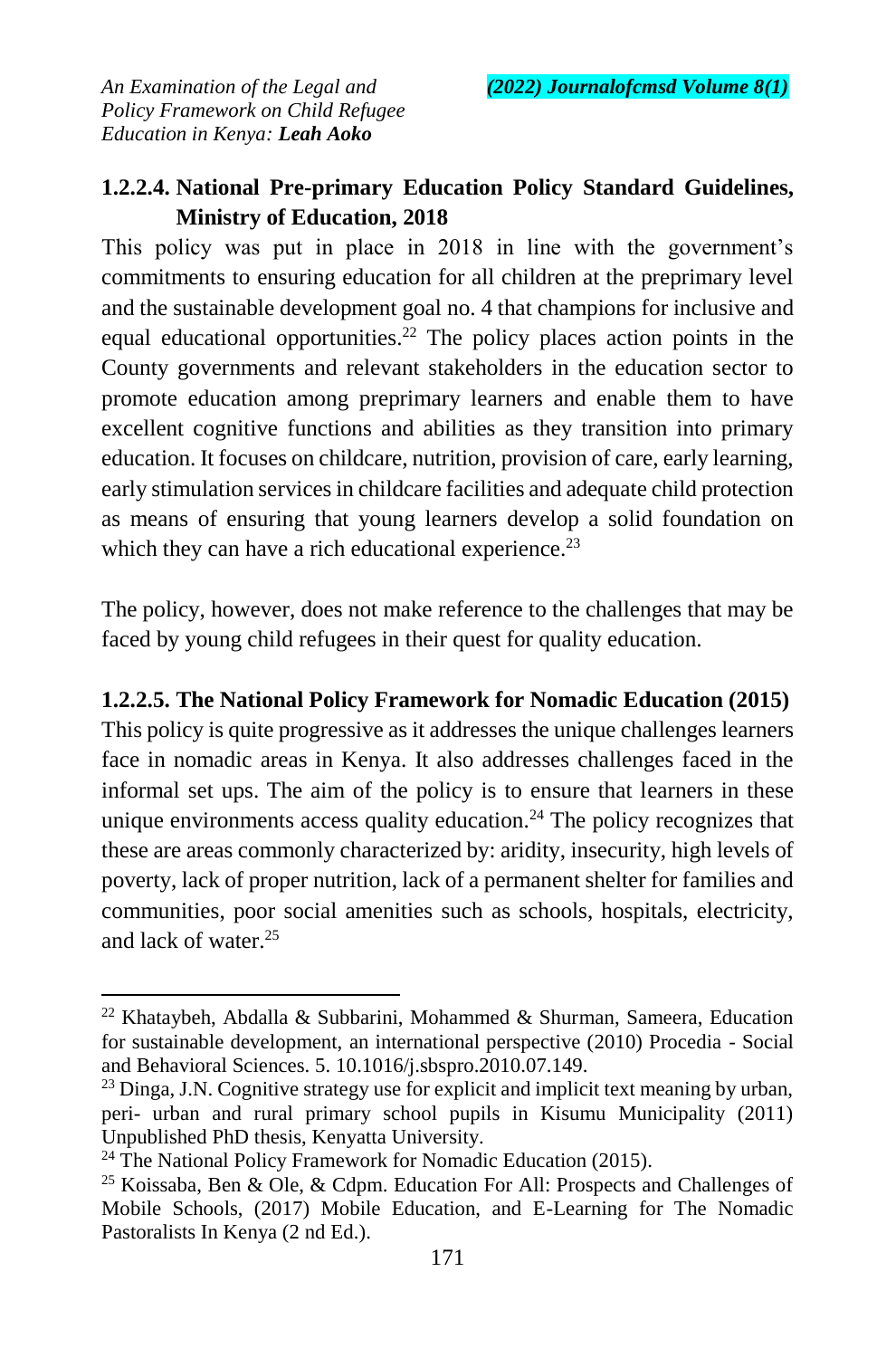#### 1.2.2.4. National Pre-primary Education Policy Standard Guidelines, Ministry of Education, 2018

This policy was put in place in 2018 in line with the government's commitments to ensuring education for all children at the preprimary level and the sustainable development goal no. 4 that champions for inclusive and equal educational opportunities.[22] The policy places action points in the County governments and relevant stakeholders in the education sector to promote education among preprimary learners and enable them to have excellent cognitive functions and abilities as they transition into primary education. It focuses on childcare, nutrition, provision of care, early learning, early stimulation services in childcare facilities and adequate child protection as means of ensuring that young learners develop a solid foundation on which they can have a rich educational experience.[23]

The policy, however, does not make reference to the challenges that may be faced by young child refugees in their quest for quality education.

#### 1.2.2.5. The National Policy Framework for Nomadic Education (2015)

This policy is quite progressive as it addresses the unique challenges learners face in nomadic areas in Kenya. It also addresses challenges faced in the informal set ups. The aim of the policy is to ensure that learners in these unique environments access quality education.[24] The policy recognizes that these are areas commonly characterized by: aridity, insecurity, high levels of poverty, lack of proper nutrition, lack of a permanent shelter for families and communities, poor social amenities such as schools, hospitals, electricity, and lack of water.[25]

---

[22] Khataybeh, Abdalla & Subbarini, Mohammed & Shurman, Sameera, Education for sustainable development, an international perspective (2010) Procedia - Social and Behavioral Sciences. 5. 10.1016/j.sbspro.2010.07.149.

[23] Dinga, J.N. Cognitive strategy use for explicit and implicit text meaning by urban, peri- urban and rural primary school pupils in Kisumu Municipality (2011) Unpublished PhD thesis, Kenyatta University.

[24] The National Policy Framework for Nomadic Education (2015).

[25] Koissaba, Ben & Ole, & Cdpm. Education For All: Prospects and Challenges of Mobile Schools, (2017) Mobile Education, and E-Learning for The Nomadic Pastoralists In Kenya (2 nd Ed.).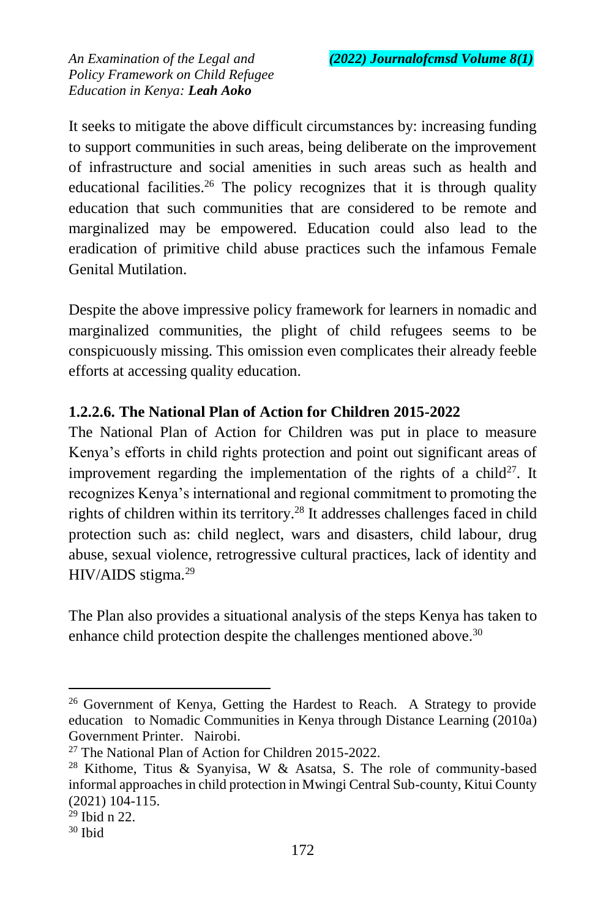It seeks to mitigate the above difficult circumstances by: increasing funding to support communities in such areas, being deliberate on the improvement of infrastructure and social amenities in such areas such as health and educational facilities.[26] The policy recognizes that it is through quality education that such communities that are considered to be remote and marginalized may be empowered. Education could also lead to the eradication of primitive child abuse practices such the infamous Female Genital Mutilation.

Despite the above impressive policy framework for learners in nomadic and marginalized communities, the plight of child refugees seems to be conspicuously missing. This omission even complicates their already feeble efforts at accessing quality education.

### 1.2.2.6. The National Plan of Action for Children 2015-2022

The National Plan of Action for Children was put in place to measure Kenya's efforts in child rights protection and point out significant areas of improvement regarding the implementation of the rights of a child[27]. It recognizes Kenya's international and regional commitment to promoting the rights of children within its territory.[28] It addresses challenges faced in child protection such as: child neglect, wars and disasters, child labour, drug abuse, sexual violence, retrogressive cultural practices, lack of identity and HIV/AIDS stigma.[29]

The Plan also provides a situational analysis of the steps Kenya has taken to enhance child protection despite the challenges mentioned above.[30]

---

[26] Government of Kenya, Getting the Hardest to Reach. A Strategy to provide education to Nomadic Communities in Kenya through Distance Learning (2010a) Government Printer. Nairobi.

[27] The National Plan of Action for Children 2015-2022.

[28] Kithome, Titus & Syanyisa, W & Asatsa, S. The role of community-based informal approaches in child protection in Mwingi Central Sub-county, Kitui County (2021) 104-115.

[29] Ibid n 22.

[30] Ibid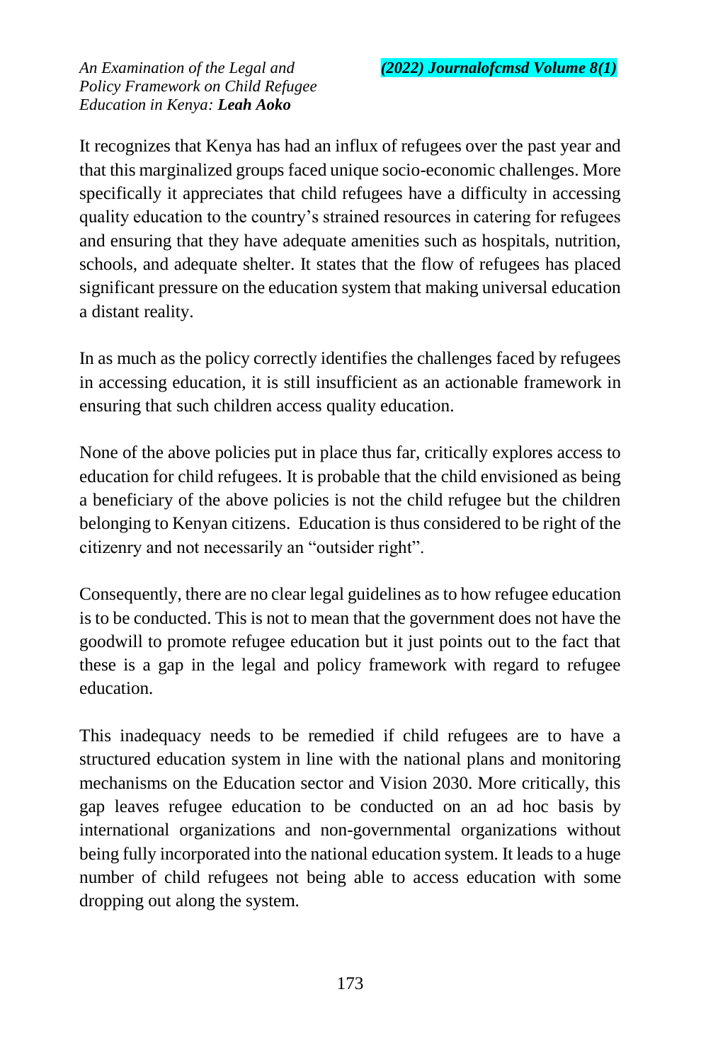It recognizes that Kenya has had an influx of refugees over the past year and that this marginalized groups faced unique socio-economic challenges. More specifically it appreciates that child refugees have a difficulty in accessing quality education to the country's strained resources in catering for refugees and ensuring that they have adequate amenities such as hospitals, nutrition, schools, and adequate shelter. It states that the flow of refugees has placed significant pressure on the education system that making universal education a distant reality.

In as much as the policy correctly identifies the challenges faced by refugees in accessing education, it is still insufficient as an actionable framework in ensuring that such children access quality education.

None of the above policies put in place thus far, critically explores access to education for child refugees. It is probable that the child envisioned as being a beneficiary of the above policies is not the child refugee but the children belonging to Kenyan citizens. Education is thus considered to be right of the citizenry and not necessarily an "outsider right".

Consequently, there are no clear legal guidelines as to how refugee education is to be conducted. This is not to mean that the government does not have the goodwill to promote refugee education but it just points out to the fact that these is a gap in the legal and policy framework with regard to refugee education.

This inadequacy needs to be remedied if child refugees are to have a structured education system in line with the national plans and monitoring mechanisms on the Education sector and Vision 2030. More critically, this gap leaves refugee education to be conducted on an ad hoc basis by international organizations and non-governmental organizations without being fully incorporated into the national education system. It leads to a huge number of child refugees not being able to access education with some dropping out along the system.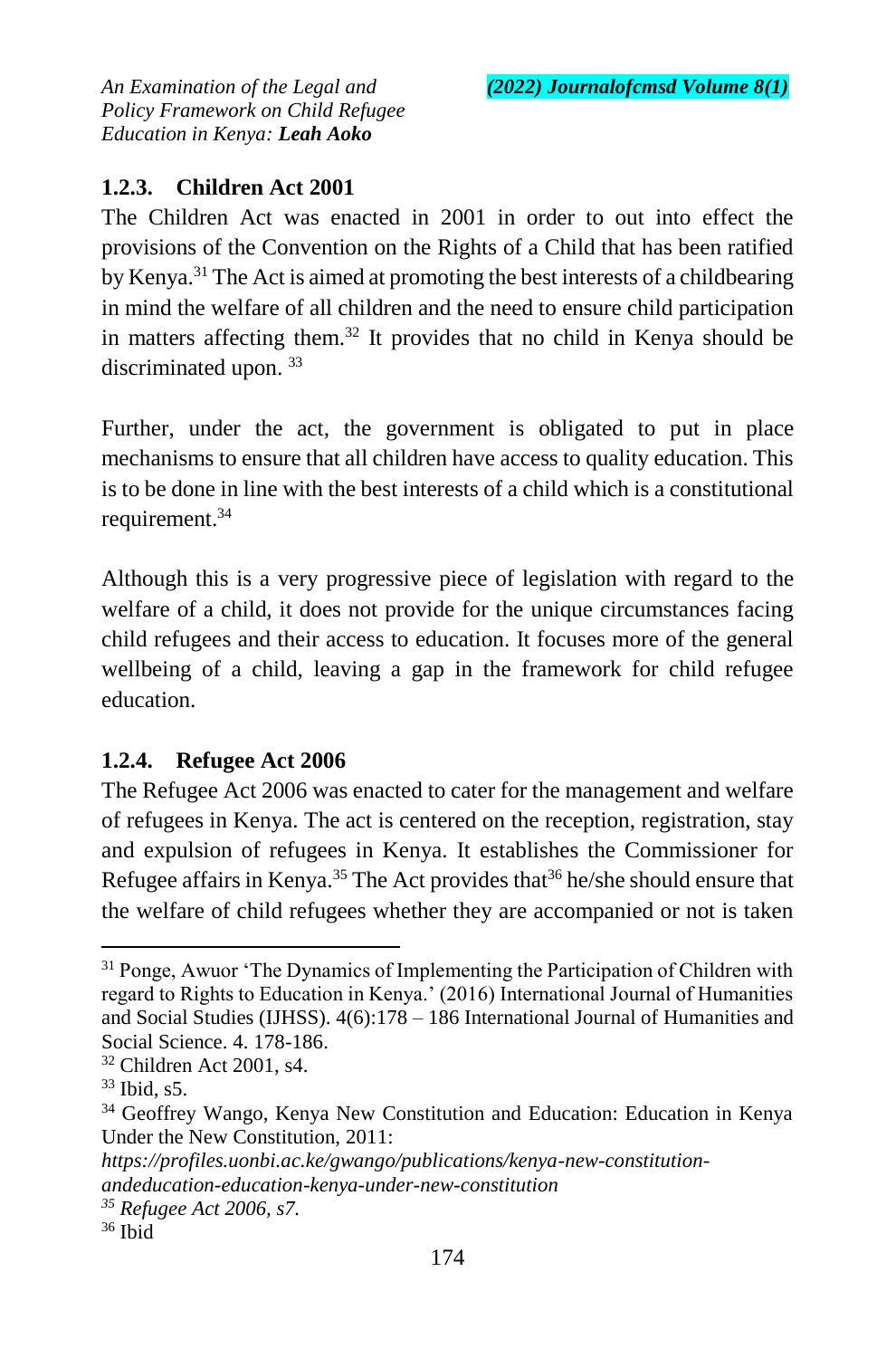### 1.2.3. Children Act 2001

The Children Act was enacted in 2001 in order to out into effect the provisions of the Convention on the Rights of a Child that has been ratified by Kenya.[31] The Act is aimed at promoting the best interests of a childbearing in mind the welfare of all children and the need to ensure child participation in matters affecting them.[32] It provides that no child in Kenya should be discriminated upon. [33]

Further, under the act, the government is obligated to put in place mechanisms to ensure that all children have access to quality education. This is to be done in line with the best interests of a child which is a constitutional requirement.[34]

Although this is a very progressive piece of legislation with regard to the welfare of a child, it does not provide for the unique circumstances facing child refugees and their access to education. It focuses more of the general wellbeing of a child, leaving a gap in the framework for child refugee education.

### 1.2.4. Refugee Act 2006

The Refugee Act 2006 was enacted to cater for the management and welfare of refugees in Kenya. The act is centered on the reception, registration, stay and expulsion of refugees in Kenya. It establishes the Commissioner for Refugee affairs in Kenya.[35] The Act provides that[36] he/she should ensure that the welfare of child refugees whether they are accompanied or not is taken

---

[31] Ponge, Awuor 'The Dynamics of Implementing the Participation of Children with regard to Rights to Education in Kenya.' (2016) International Journal of Humanities and Social Studies (IJHSS). 4(6):178 – 186 International Journal of Humanities and Social Science. 4. 178-186.

[32] Children Act 2001, s4.

[33] Ibid, s5.

[34] Geoffrey Wango, Kenya New Constitution and Education: Education in Kenya Under the New Constitution, 2011: *https://profiles.uonbi.ac.ke/gwango/publications/kenya-new-constitution-andeducation-education-kenya-under-new-constitution*

[35] *Refugee Act 2006, s7.*

[36] Ibid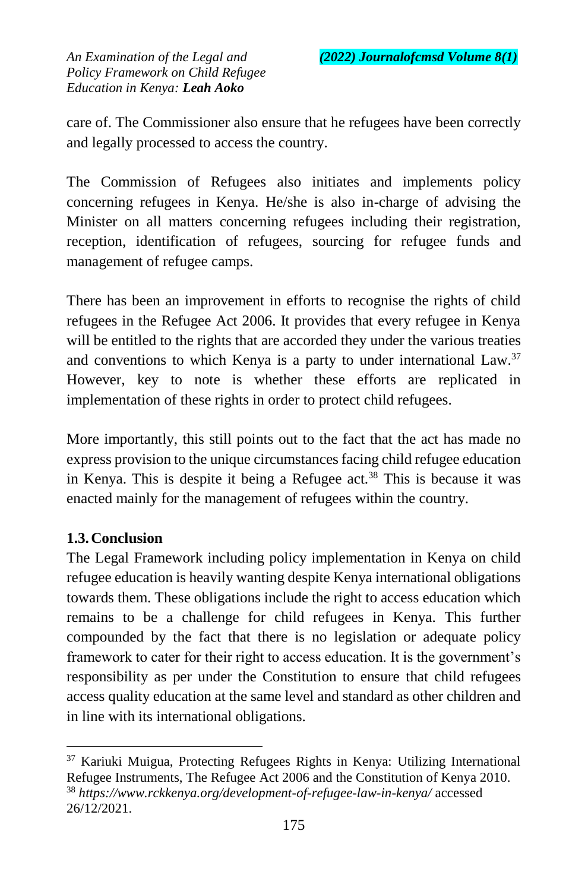care of. The Commissioner also ensure that he refugees have been correctly and legally processed to access the country.

The Commission of Refugees also initiates and implements policy concerning refugees in Kenya. He/she is also in-charge of advising the Minister on all matters concerning refugees including their registration, reception, identification of refugees, sourcing for refugee funds and management of refugee camps.

There has been an improvement in efforts to recognise the rights of child refugees in the Refugee Act 2006. It provides that every refugee in Kenya will be entitled to the rights that are accorded they under the various treaties and conventions to which Kenya is a party to under international Law.[37] However, key to note is whether these efforts are replicated in implementation of these rights in order to protect child refugees.

More importantly, this still points out to the fact that the act has made no express provision to the unique circumstances facing child refugee education in Kenya. This is despite it being a Refugee act.[38] This is because it was enacted mainly for the management of refugees within the country.

### 1.3. Conclusion

The Legal Framework including policy implementation in Kenya on child refugee education is heavily wanting despite Kenya international obligations towards them. These obligations include the right to access education which remains to be a challenge for child refugees in Kenya. This further compounded by the fact that there is no legislation or adequate policy framework to cater for their right to access education. It is the government's responsibility as per under the Constitution to ensure that child refugees access quality education at the same level and standard as other children and in line with its international obligations.

---

[37] Kariuki Muigua, Protecting Refugees Rights in Kenya: Utilizing International Refugee Instruments, The Refugee Act 2006 and the Constitution of Kenya 2010.

[38] *https://www.rckkenya.org/development-of-refugee-law-in-kenya/* accessed 26/12/2021.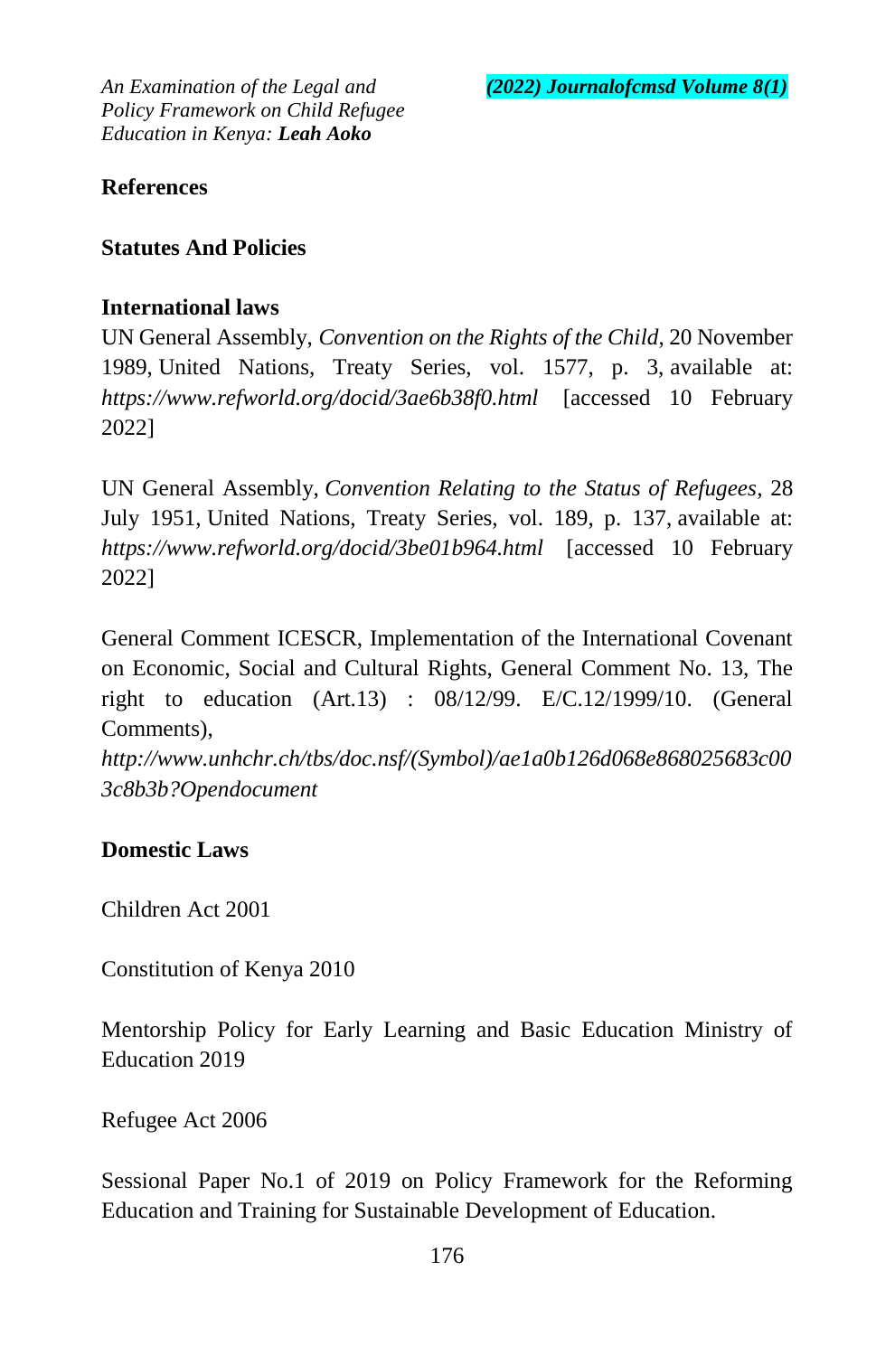## References

### Statutes And Policies

### International laws

UN General Assembly, *Convention on the Rights of the Child*, 20 November 1989, United Nations, Treaty Series, vol. 1577, p. 3, available at: *https://www.refworld.org/docid/3ae6b38f0.html* [accessed 10 February 2022]

UN General Assembly, *Convention Relating to the Status of Refugees*, 28 July 1951, United Nations, Treaty Series, vol. 189, p. 137, available at: *https://www.refworld.org/docid/3be01b964.html* [accessed 10 February 2022]

General Comment ICESCR, Implementation of the International Covenant on Economic, Social and Cultural Rights, General Comment No. 13, The right to education (Art.13) : 08/12/99. E/C.12/1999/10. (General Comments),
*http://www.unhchr.ch/tbs/doc.nsf/(Symbol)/ae1a0b126d068e868025683c003c8b3b?Opendocument*

### Domestic Laws

Children Act 2001

Constitution of Kenya 2010

Mentorship Policy for Early Learning and Basic Education Ministry of Education 2019

Refugee Act 2006

Sessional Paper No.1 of 2019 on Policy Framework for the Reforming Education and Training for Sustainable Development of Education.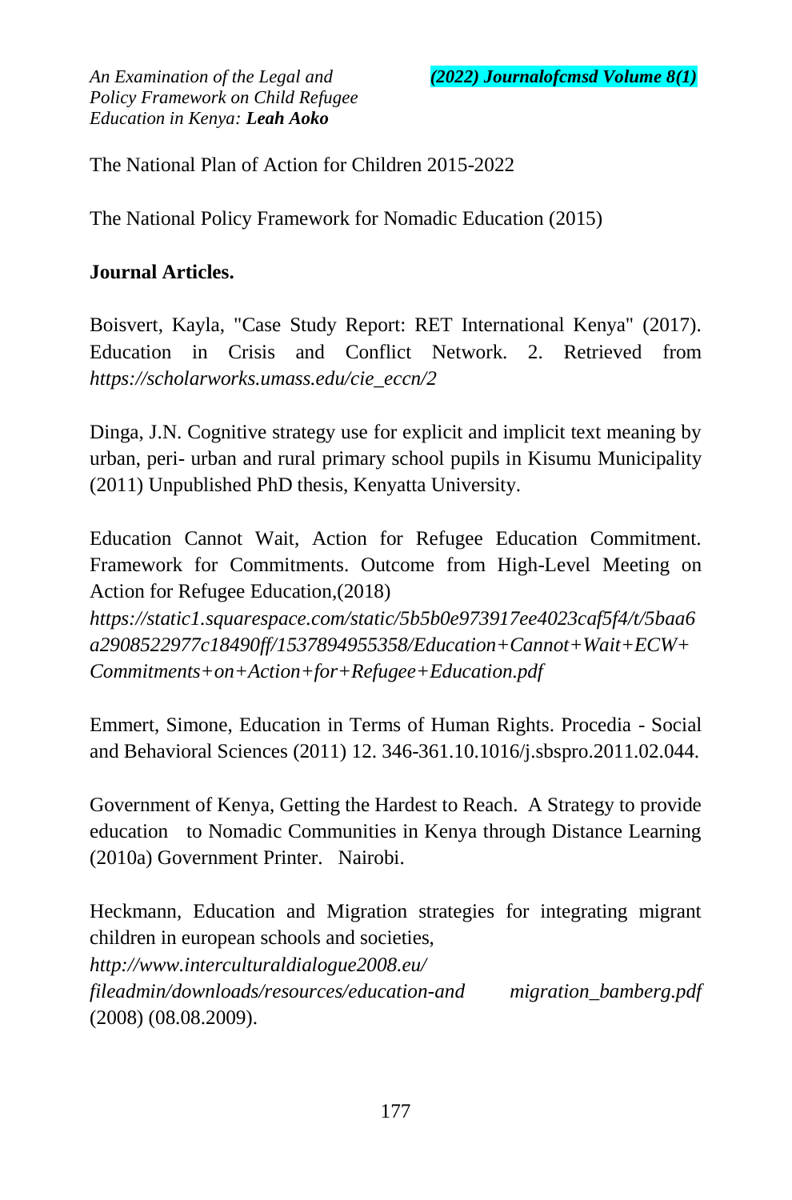The National Plan of Action for Children 2015-2022

The National Policy Framework for Nomadic Education (2015)

**Journal Articles.**

Boisvert, Kayla, "Case Study Report: RET International Kenya" (2017). Education in Crisis and Conflict Network. 2. Retrieved from *https://scholarworks.umass.edu/cie_eccn/2*

Dinga, J.N. Cognitive strategy use for explicit and implicit text meaning by urban, peri- urban and rural primary school pupils in Kisumu Municipality (2011) Unpublished PhD thesis, Kenyatta University.

Education Cannot Wait, Action for Refugee Education Commitment. Framework for Commitments. Outcome from High-Level Meeting on Action for Refugee Education,(2018) *https://static1.squarespace.com/static/5b5b0e973917ee4023caf5f4/t/5baa6a2908522977c18490ff/1537894955358/Education+Cannot+Wait+ECW+Commitments+on+Action+for+Refugee+Education.pdf*

Emmert, Simone, Education in Terms of Human Rights. Procedia - Social and Behavioral Sciences (2011) 12. 346-361.10.1016/j.sbspro.2011.02.044.

Government of Kenya, Getting the Hardest to Reach. A Strategy to provide education to Nomadic Communities in Kenya through Distance Learning (2010a) Government Printer. Nairobi.

Heckmann, Education and Migration strategies for integrating migrant children in european schools and societies, *http://www.interculturaldialogue2008.eu/ fileadmin/downloads/resources/education-and migration_bamberg.pdf* (2008) (08.08.2009).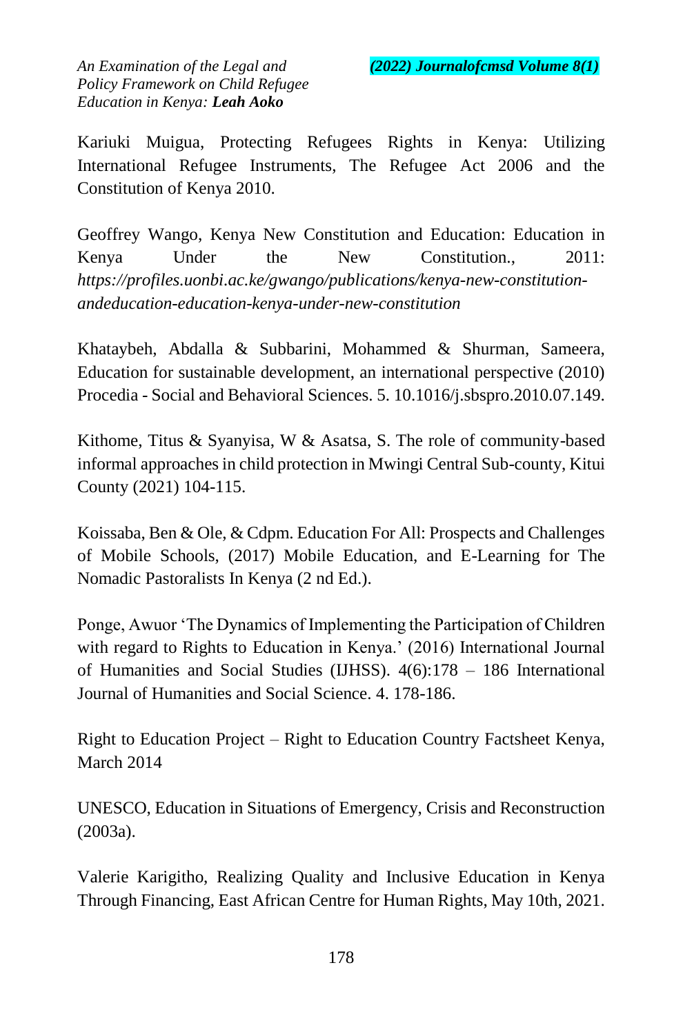Kariuki Muigua, Protecting Refugees Rights in Kenya: Utilizing International Refugee Instruments, The Refugee Act 2006 and the Constitution of Kenya 2010.

Geoffrey Wango, Kenya New Constitution and Education: Education in Kenya Under the New Constitution., 2011: *https://profiles.uonbi.ac.ke/gwango/publications/kenya-new-constitution-andeducation-education-kenya-under-new-constitution*

Khataybeh, Abdalla & Subbarini, Mohammed & Shurman, Sameera, Education for sustainable development, an international perspective (2010) Procedia - Social and Behavioral Sciences. 5. 10.1016/j.sbspro.2010.07.149.

Kithome, Titus & Syanyisa, W & Asatsa, S. The role of community-based informal approaches in child protection in Mwingi Central Sub-county, Kitui County (2021) 104-115.

Koissaba, Ben & Ole, & Cdpm. Education For All: Prospects and Challenges of Mobile Schools, (2017) Mobile Education, and E-Learning for The Nomadic Pastoralists In Kenya (2 nd Ed.).

Ponge, Awuor 'The Dynamics of Implementing the Participation of Children with regard to Rights to Education in Kenya.' (2016) International Journal of Humanities and Social Studies (IJHSS). 4(6):178 – 186 International Journal of Humanities and Social Science. 4. 178-186.

Right to Education Project – Right to Education Country Factsheet Kenya, March 2014

UNESCO, Education in Situations of Emergency, Crisis and Reconstruction (2003a).

Valerie Karigitho, Realizing Quality and Inclusive Education in Kenya Through Financing, East African Centre for Human Rights, May 10th, 2021.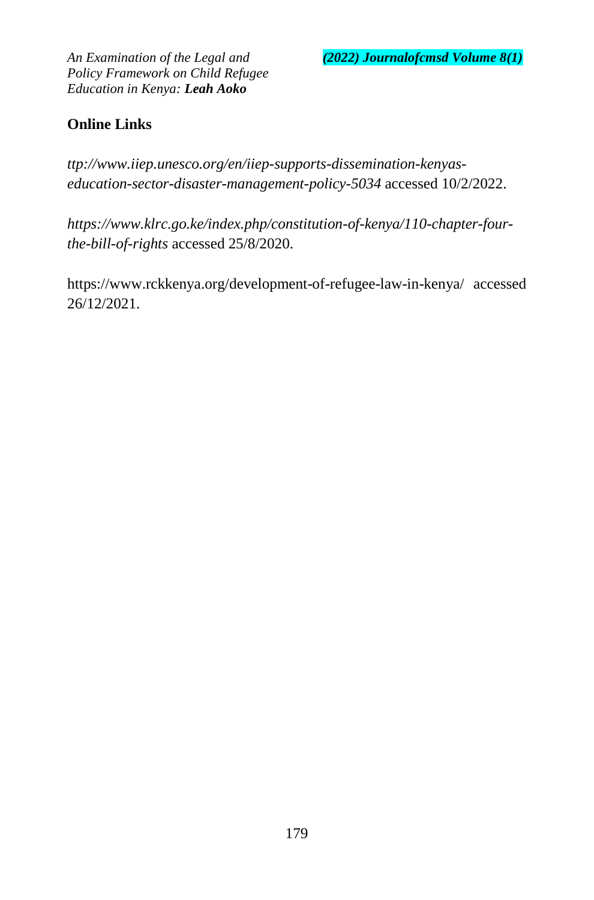## Online Links

*ttp://www.iiep.unesco.org/en/iiep-supports-dissemination-kenyas-education-sector-disaster-management-policy-5034* accessed 10/2/2022.

*https://www.klrc.go.ke/index.php/constitution-of-kenya/110-chapter-four-the-bill-of-rights* accessed 25/8/2020.

https://www.rckkenya.org/development-of-refugee-law-in-kenya/ accessed 26/12/2021.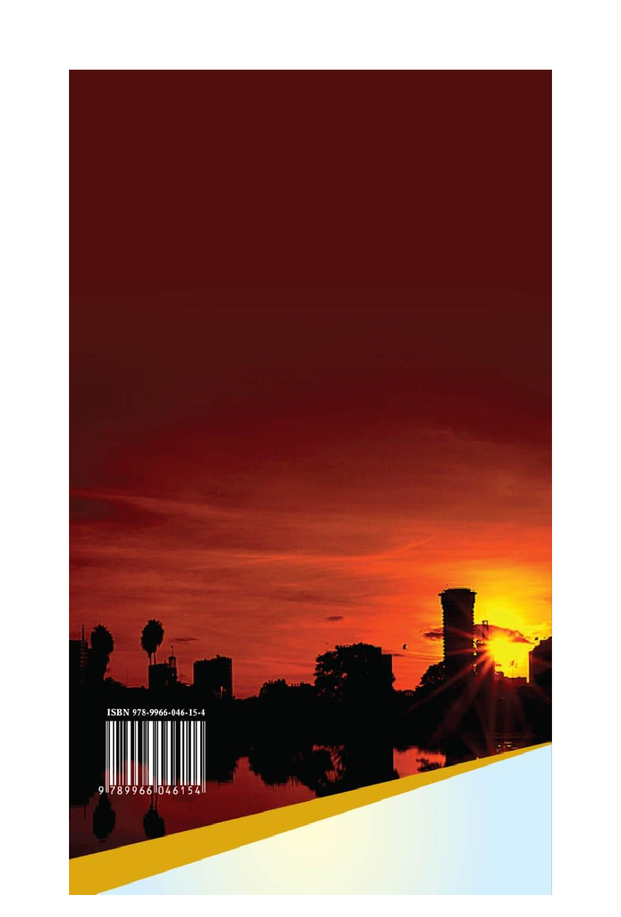ISBN 978-9966-046-15-4

9 789966 046154